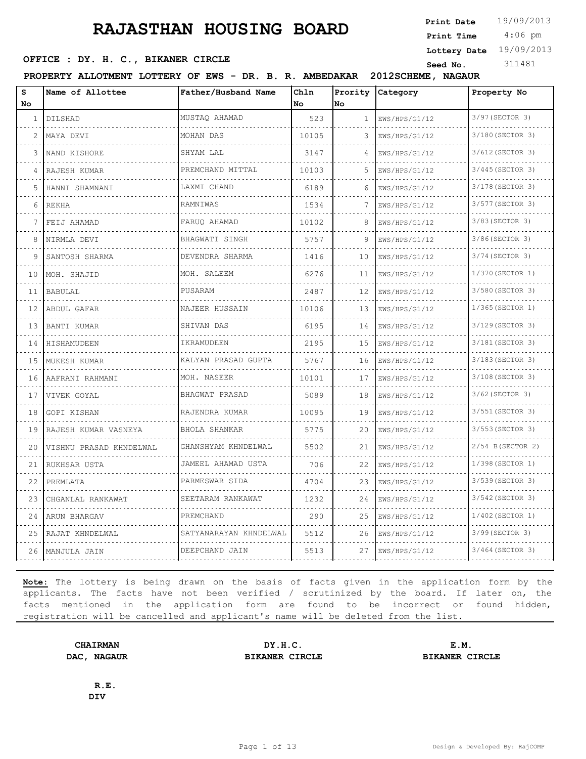# RAJASTHAN HOUSING BOARD

**Print Date** 19/09/2013
**Print Time** 4:06 pm
**Lottery Date** 19/09/2013
**Seed No.** 311481

**OFFICE : DY. H. C., BIKANER CIRCLE**

**PROPERTY ALLOTMENT LOTTERY OF EWS - DR. B. R. AMBEDAKAR 2012SCHEME, NAGAUR**

| S No | Name of Allottee | Father/Husband Name | Chln No | Prority No | Category | Property No |
|---|---|---|---|---|---|---|
| 1 | DILSHAD | MUSTAQ AHAMAD | 523 | 1 | EWS/HPS/G1/12 | 3/97(SECTOR 3) |
| 2 | MAYA DEVI | MOHAN DAS | 10105 | 3 | EWS/HPS/G1/12 | 3/180(SECTOR 3) |
| 3 | NAND KISHORE | SHYAM LAL | 3147 | 4 | EWS/HPS/G1/12 | 3/612(SECTOR 3) |
| 4 | RAJESH KUMAR | PREMCHAND MITTAL | 10103 | 5 | EWS/HPS/G1/12 | 3/445(SECTOR 3) |
| 5 | HANNI SHAMNANI | LAXMI CHAND | 6189 | 6 | EWS/HPS/G1/12 | 3/178(SECTOR 3) |
| 6 | REKHA | RAMNIWAS | 1534 | 7 | EWS/HPS/G1/12 | 3/577(SECTOR 3) |
| 7 | FEIJ AHAMAD | FARUQ AHAMAD | 10102 | 8 | EWS/HPS/G1/12 | 3/83(SECTOR 3) |
| 8 | NIRMLA DEVI | BHAGWATI SINGH | 5757 | 9 | EWS/HPS/G1/12 | 3/86(SECTOR 3) |
| 9 | SANTOSH SHARMA | DEVENDRA SHARMA | 1416 | 10 | EWS/HPS/G1/12 | 3/74(SECTOR 3) |
| 10 | MOH. SHAJID | MOH. SALEEM | 6276 | 11 | EWS/HPS/G1/12 | 1/370(SECTOR 1) |
| 11 | BABULAL | PUSARAM | 2487 | 12 | EWS/HPS/G1/12 | 3/580(SECTOR 3) |
| 12 | ABDUL GAFAR | NAJEER HUSSAIN | 10106 | 13 | EWS/HPS/G1/12 | 1/365(SECTOR 1) |
| 13 | BANTI KUMAR | SHIVAN DAS | 6195 | 14 | EWS/HPS/G1/12 | 3/129(SECTOR 3) |
| 14 | HISHAMUDEEN | IKRAMUDEEN | 2195 | 15 | EWS/HPS/G1/12 | 3/181(SECTOR 3) |
| 15 | MUKESH KUMAR | KALYAN PRASAD GUPTA | 5767 | 16 | EWS/HPS/G1/12 | 3/183(SECTOR 3) |
| 16 | AAFRANI RAHMANI | MOH. NASEER | 10101 | 17 | EWS/HPS/G1/12 | 3/108(SECTOR 3) |
| 17 | VIVEK GOYAL | BHAGWAT PRASAD | 5089 | 18 | EWS/HPS/G1/12 | 3/62(SECTOR 3) |
| 18 | GOPI KISHAN | RAJENDRA KUMAR | 10095 | 19 | EWS/HPS/G1/12 | 3/551(SECTOR 3) |
| 19 | RAJESH KUMAR VASNEYA | BHOLA SHANKAR | 5775 | 20 | EWS/HPS/G1/12 | 3/553(SECTOR 3) |
| 20 | VISHNU PRASAD KHNDELWAL | GHANSHYAM KHNDELWAL | 5502 | 21 | EWS/HPS/G1/12 | 2/54 B(SECTOR 2) |
| 21 | RUKHSAR USTA | JAMEEL AHAMAD USTA | 706 | 22 | EWS/HPS/G1/12 | 1/398(SECTOR 1) |
| 22 | PREMLATA | PARMESWAR SIDA | 4704 | 23 | EWS/HPS/G1/12 | 3/539(SECTOR 3) |
| 23 | CHGANLAL RANKAWAT | SEETARAM RANKAWAT | 1232 | 24 | EWS/HPS/G1/12 | 3/542(SECTOR 3) |
| 24 | ARUN BHARGAV | PREMCHAND | 290 | 25 | EWS/HPS/G1/12 | 1/402(SECTOR 1) |
| 25 | RAJAT KHNDELWAL | SATYANARAYAN KHNDELWAL | 5512 | 26 | EWS/HPS/G1/12 | 3/99(SECTOR 3) |
| 26 | MANJULA JAIN | DEEPCHAND JAIN | 5513 | 27 | EWS/HPS/G1/12 | 3/464(SECTOR 3) |

**Note:** The lottery is being drawn on the basis of facts given in the application form by the applicants. The facts have not been verified / scrutinized by the board. If later on, the facts mentioned in the application form are found to be incorrect or found hidden, registration will be cancelled and applicant's name will be deleted from the list.

**CHAIRMAN**
**DAC, NAGAUR**

**DY.H.C.**
**BIKANER CIRCLE**

**E.M.**
**BIKANER CIRCLE**

**R.E.**
**DIV**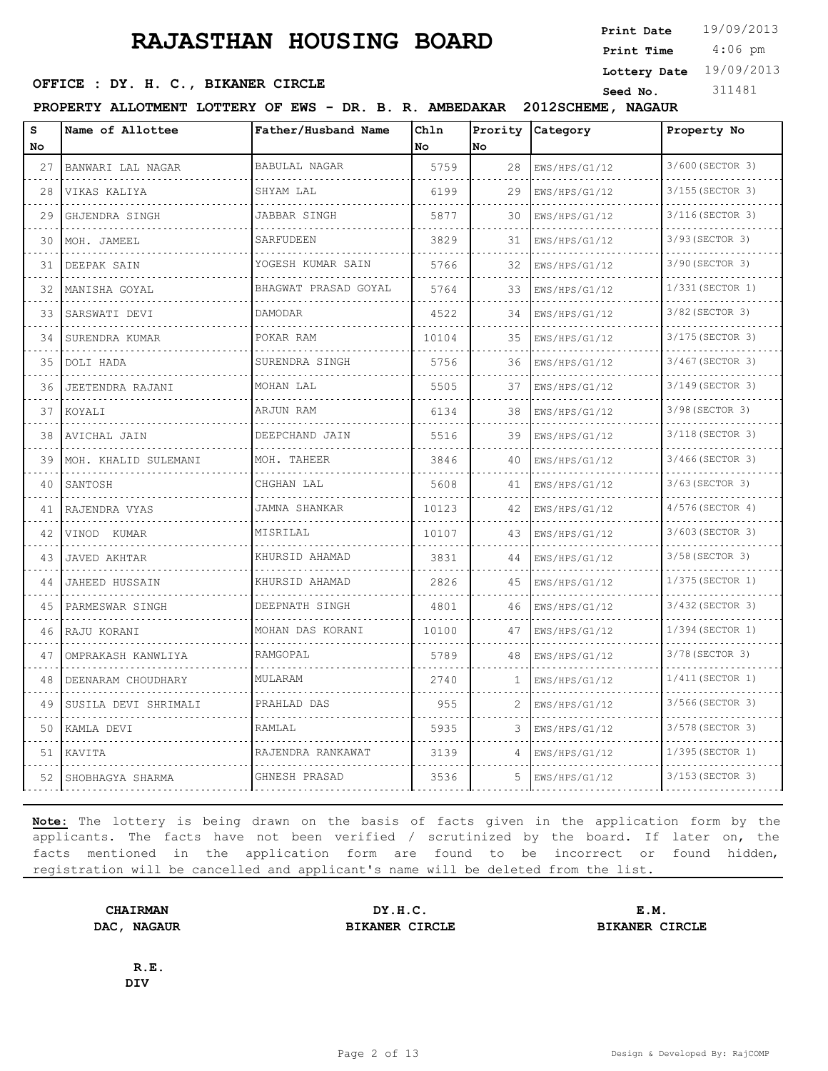# RAJASTHAN HOUSING BOARD

**Print Date** 19/09/2013
**Print Time** 4:06 pm
**Lottery Date** 19/09/2013
**Seed No.** 311481

**OFFICE : DY. H. C., BIKANER CIRCLE**

**PROPERTY ALLOTMENT LOTTERY OF EWS - DR. B. R. AMBEDAKAR 2012SCHEME, NAGAUR**

| S No | Name of Allottee | Father/Husband Name | Chln No | Prority No | Category | Property No |
|---|---|---|---|---|---|---|
| 27 | BANWARI LAL NAGAR | BABULAL NAGAR | 5759 | 28 | EWS/HPS/G1/12 | 3/600(SECTOR 3) |
| 28 | VIKAS KALIYA | SHYAM LAL | 6199 | 29 | EWS/HPS/G1/12 | 3/155(SECTOR 3) |
| 29 | GHJENDRA SINGH | JABBAR SINGH | 5877 | 30 | EWS/HPS/G1/12 | 3/116(SECTOR 3) |
| 30 | MOH. JAMEEL | SARFUDEEN | 3829 | 31 | EWS/HPS/G1/12 | 3/93(SECTOR 3) |
| 31 | DEEPAK SAIN | YOGESH KUMAR SAIN | 5766 | 32 | EWS/HPS/G1/12 | 3/90(SECTOR 3) |
| 32 | MANISHA GOYAL | BHAGWAT PRASAD GOYAL | 5764 | 33 | EWS/HPS/G1/12 | 1/331(SECTOR 1) |
| 33 | SARSWATI DEVI | DAMODAR | 4522 | 34 | EWS/HPS/G1/12 | 3/82(SECTOR 3) |
| 34 | SURENDRA KUMAR | POKAR RAM | 10104 | 35 | EWS/HPS/G1/12 | 3/175(SECTOR 3) |
| 35 | DOLI HADA | SURENDRA SINGH | 5756 | 36 | EWS/HPS/G1/12 | 3/467(SECTOR 3) |
| 36 | JEETENDRA RAJANI | MOHAN LAL | 5505 | 37 | EWS/HPS/G1/12 | 3/149(SECTOR 3) |
| 37 | KOYALI | ARJUN RAM | 6134 | 38 | EWS/HPS/G1/12 | 3/98(SECTOR 3) |
| 38 | AVICHAL JAIN | DEEPCHAND JAIN | 5516 | 39 | EWS/HPS/G1/12 | 3/118(SECTOR 3) |
| 39 | MOH. KHALID SULEMANI | MOH. TAHEER | 3846 | 40 | EWS/HPS/G1/12 | 3/466(SECTOR 3) |
| 40 | SANTOSH | CHGHAN LAL | 5608 | 41 | EWS/HPS/G1/12 | 3/63(SECTOR 3) |
| 41 | RAJENDRA VYAS | JAMNA SHANKAR | 10123 | 42 | EWS/HPS/G1/12 | 4/576(SECTOR 4) |
| 42 | VINOD KUMAR | MISRILAL | 10107 | 43 | EWS/HPS/G1/12 | 3/603(SECTOR 3) |
| 43 | JAVED AKHTAR | KHURSID AHAMAD | 3831 | 44 | EWS/HPS/G1/12 | 3/58(SECTOR 3) |
| 44 | JAHEED HUSSAIN | KHURSID AHAMAD | 2826 | 45 | EWS/HPS/G1/12 | 1/375(SECTOR 1) |
| 45 | PARMESWAR SINGH | DEEPNATH SINGH | 4801 | 46 | EWS/HPS/G1/12 | 3/432(SECTOR 3) |
| 46 | RAJU KORANI | MOHAN DAS KORANI | 10100 | 47 | EWS/HPS/G1/12 | 1/394(SECTOR 1) |
| 47 | OMPRAKASH KANWLIYA | RAMGOPAL | 5789 | 48 | EWS/HPS/G1/12 | 3/78(SECTOR 3) |
| 48 | DEENARAM CHOUDHARY | MULARAM | 2740 | 1 | EWS/HPS/G1/12 | 1/411(SECTOR 1) |
| 49 | SUSILA DEVI SHRIMALI | PRAHLAD DAS | 955 | 2 | EWS/HPS/G1/12 | 3/566(SECTOR 3) |
| 50 | KAMLA DEVI | RAMLAL | 5935 | 3 | EWS/HPS/G1/12 | 3/578(SECTOR 3) |
| 51 | KAVITA | RAJENDRA RANKAWAT | 3139 | 4 | EWS/HPS/G1/12 | 1/395(SECTOR 1) |
| 52 | SHOBHAGYA SHARMA | GHNESH PRASAD | 3536 | 5 | EWS/HPS/G1/12 | 3/153(SECTOR 3) |

**Note:** The lottery is being drawn on the basis of facts given in the application form by the applicants. The facts have not been verified / scrutinized by the board. If later on, the facts mentioned in the application form are found to be incorrect or found hidden, registration will be cancelled and applicant's name will be deleted from the list.

**CHAIRMAN**
**DAC, NAGAUR**

**DY.H.C.**
**BIKANER CIRCLE**

**E.M.**
**BIKANER CIRCLE**

**R.E.**
**DIV**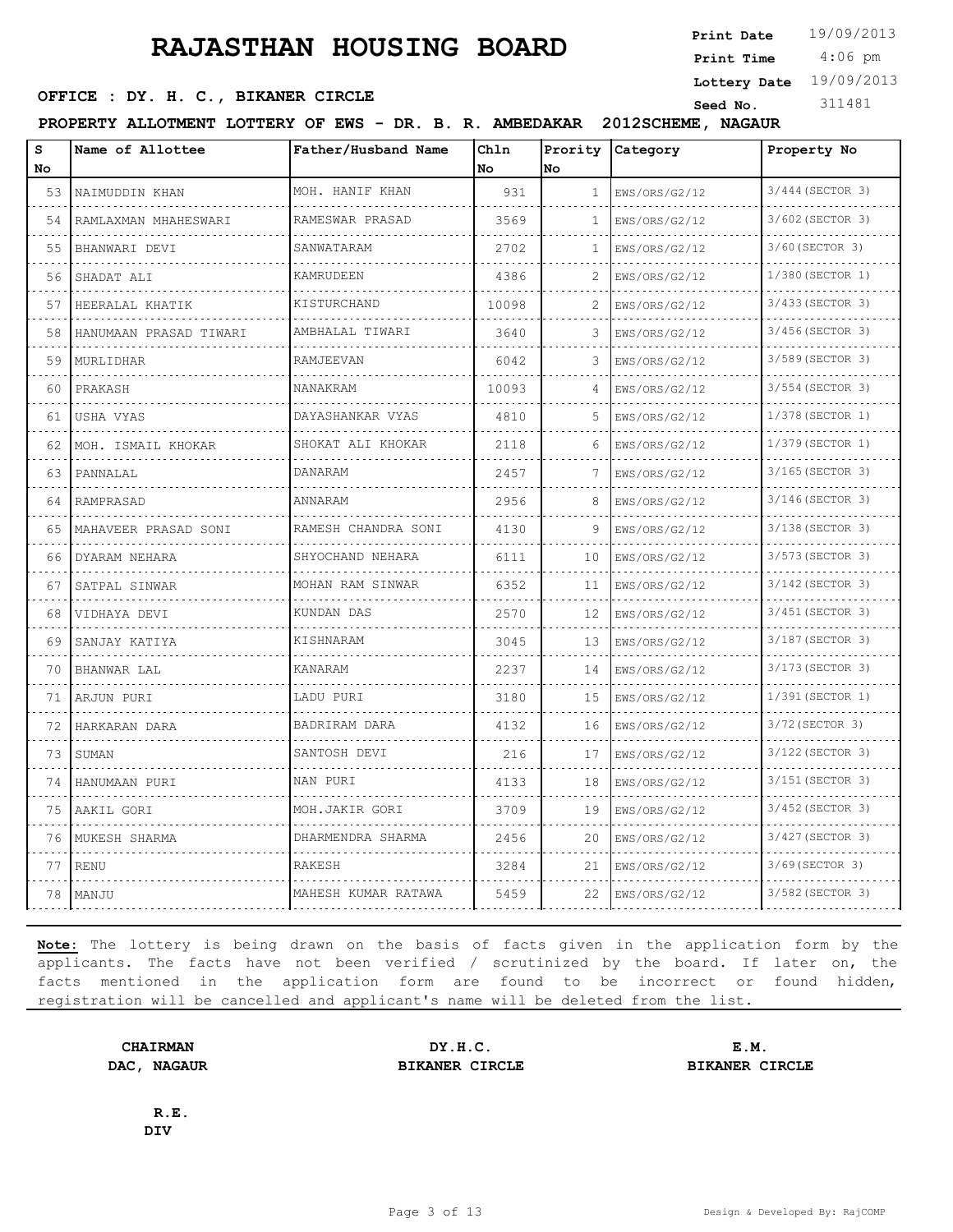# RAJASTHAN HOUSING BOARD

**Print Date** 19/09/2013
**Print Time** 4:06 pm
**Lottery Date** 19/09/2013
**Seed No.** 311481

**OFFICE : DY. H. C., BIKANER CIRCLE**

**PROPERTY ALLOTMENT LOTTERY OF EWS - DR. B. R. AMBEDAKAR 2012SCHEME, NAGAUR**

| S No | Name of Allottee | Father/Husband Name | Chln No | Prority No | Category | Property No |
|---|---|---|---|---|---|---|
| 53 | NAIMUDDIN KHAN | MOH. HANIF KHAN | 931 | 1 | EWS/ORS/G2/12 | 3/444(SECTOR 3) |
| 54 | RAMLAXMAN MHAHESWARI | RAMESWAR PRASAD | 3569 | 1 | EWS/ORS/G2/12 | 3/602(SECTOR 3) |
| 55 | BHANWARI DEVI | SANWATARAM | 2702 | 1 | EWS/ORS/G2/12 | 3/60(SECTOR 3) |
| 56 | SHADAT ALI | KAMRUDEEN | 4386 | 2 | EWS/ORS/G2/12 | 1/380(SECTOR 1) |
| 57 | HEERALAL KHATIK | KISTURCHAND | 10098 | 2 | EWS/ORS/G2/12 | 3/433(SECTOR 3) |
| 58 | HANUMAAN PRASAD TIWARI | AMBHALAL TIWARI | 3640 | 3 | EWS/ORS/G2/12 | 3/456(SECTOR 3) |
| 59 | MURLIDHAR | RAMJEEVAN | 6042 | 3 | EWS/ORS/G2/12 | 3/589(SECTOR 3) |
| 60 | PRAKASH | NANAKRAM | 10093 | 4 | EWS/ORS/G2/12 | 3/554(SECTOR 3) |
| 61 | USHA VYAS | DAYASHANKAR VYAS | 4810 | 5 | EWS/ORS/G2/12 | 1/378(SECTOR 1) |
| 62 | MOH. ISMAIL KHOKAR | SHOKAT ALI KHOKAR | 2118 | 6 | EWS/ORS/G2/12 | 1/379(SECTOR 1) |
| 63 | PANNALAL | DANARAM | 2457 | 7 | EWS/ORS/G2/12 | 3/165(SECTOR 3) |
| 64 | RAMPRASAD | ANNARAM | 2956 | 8 | EWS/ORS/G2/12 | 3/146(SECTOR 3) |
| 65 | MAHAVEER PRASAD SONI | RAMESH CHANDRA SONI | 4130 | 9 | EWS/ORS/G2/12 | 3/138(SECTOR 3) |
| 66 | DYARAM NEHARA | SHYOCHAND NEHARA | 6111 | 10 | EWS/ORS/G2/12 | 3/573(SECTOR 3) |
| 67 | SATPAL SINWAR | MOHAN RAM SINWAR | 6352 | 11 | EWS/ORS/G2/12 | 3/142(SECTOR 3) |
| 68 | VIDHAYA DEVI | KUNDAN DAS | 2570 | 12 | EWS/ORS/G2/12 | 3/451(SECTOR 3) |
| 69 | SANJAY KATIYA | KISHNARAM | 3045 | 13 | EWS/ORS/G2/12 | 3/187(SECTOR 3) |
| 70 | BHANWAR LAL | KANARAM | 2237 | 14 | EWS/ORS/G2/12 | 3/173(SECTOR 3) |
| 71 | ARJUN PURI | LADU PURI | 3180 | 15 | EWS/ORS/G2/12 | 1/391(SECTOR 1) |
| 72 | HARKARAN DARA | BADRIRAM DARA | 4132 | 16 | EWS/ORS/G2/12 | 3/72(SECTOR 3) |
| 73 | SUMAN | SANTOSH DEVI | 216 | 17 | EWS/ORS/G2/12 | 3/122(SECTOR 3) |
| 74 | HANUMAAN PURI | NAN PURI | 4133 | 18 | EWS/ORS/G2/12 | 3/151(SECTOR 3) |
| 75 | AAKIL GORI | MOH.JAKIR GORI | 3709 | 19 | EWS/ORS/G2/12 | 3/452(SECTOR 3) |
| 76 | MUKESH SHARMA | DHARMENDRA SHARMA | 2456 | 20 | EWS/ORS/G2/12 | 3/427(SECTOR 3) |
| 77 | RENU | RAKESH | 3284 | 21 | EWS/ORS/G2/12 | 3/69(SECTOR 3) |
| 78 | MANJU | MAHESH KUMAR RATAWA | 5459 | 22 | EWS/ORS/G2/12 | 3/582(SECTOR 3) |

**Note:** The lottery is being drawn on the basis of facts given in the application form by the applicants. The facts have not been verified / scrutinized by the board. If later on, the facts mentioned in the application form are found to be incorrect or found hidden, registration will be cancelled and applicant's name will be deleted from the list.

**CHAIRMAN**
**DAC, NAGAUR**

**DY.H.C.**
**BIKANER CIRCLE**

**E.M.**
**BIKANER CIRCLE**

**R.E.**
**DIV**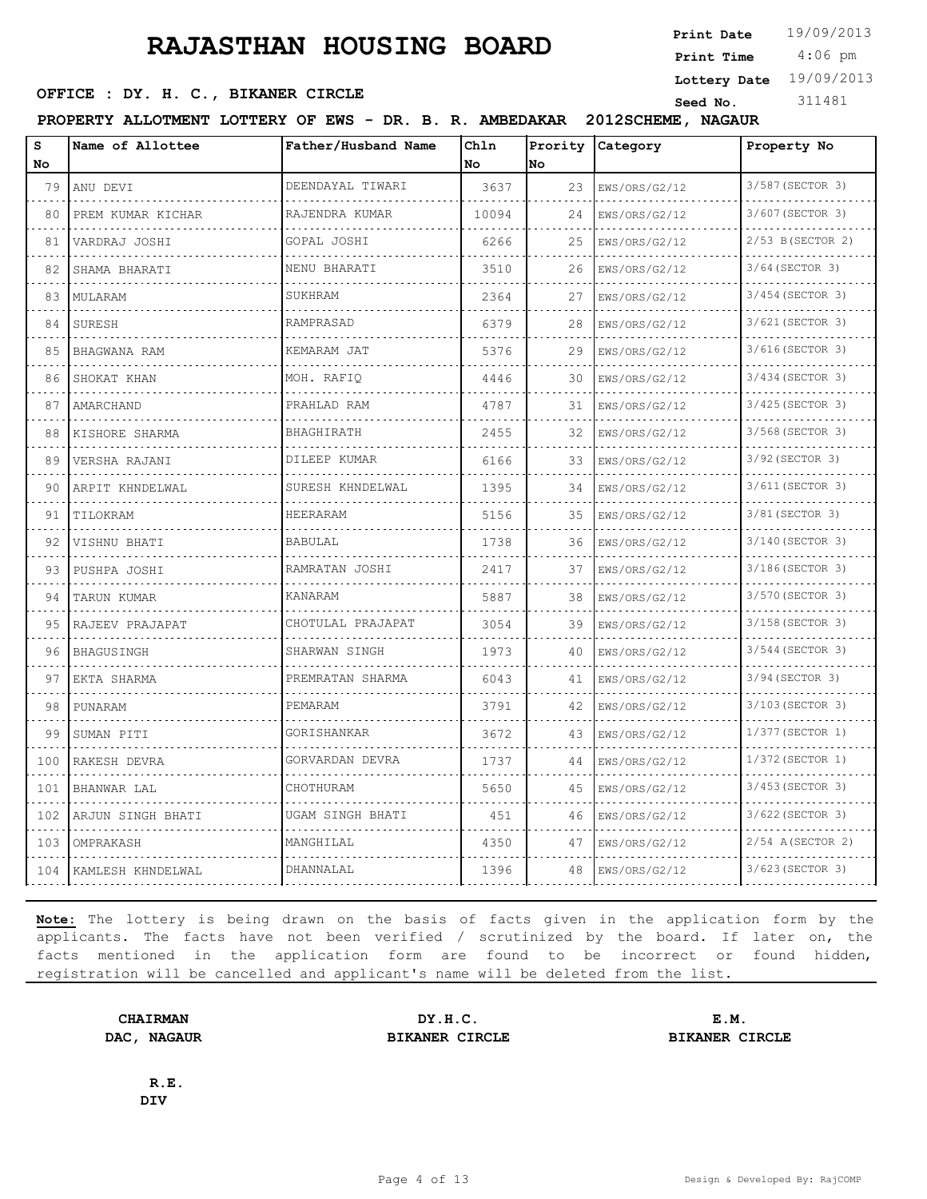# RAJASTHAN HOUSING BOARD

**Print Date** 19/09/2013
**Print Time** 4:06 pm
**Lottery Date** 19/09/2013
**Seed No.** 311481

**OFFICE : DY. H. C., BIKANER CIRCLE**

**PROPERTY ALLOTMENT LOTTERY OF EWS - DR. B. R. AMBEDAKAR 2012SCHEME, NAGAUR**

| S No | Name of Allottee | Father/Husband Name | Chln No | Prority No | Category | Property No |
|---|---|---|---|---|---|---|
| 79 | ANU DEVI | DEENDAYAL TIWARI | 3637 | 23 | EWS/ORS/G2/12 | 3/587(SECTOR 3) |
| 80 | PREM KUMAR KICHAR | RAJENDRA KUMAR | 10094 | 24 | EWS/ORS/G2/12 | 3/607(SECTOR 3) |
| 81 | VARDRAJ JOSHI | GOPAL JOSHI | 6266 | 25 | EWS/ORS/G2/12 | 2/53 B(SECTOR 2) |
| 82 | SHAMA BHARATI | NENU BHARATI | 3510 | 26 | EWS/ORS/G2/12 | 3/64(SECTOR 3) |
| 83 | MULARAM | SUKHRAM | 2364 | 27 | EWS/ORS/G2/12 | 3/454(SECTOR 3) |
| 84 | SURESH | RAMPRASAD | 6379 | 28 | EWS/ORS/G2/12 | 3/621(SECTOR 3) |
| 85 | BHAGWANA RAM | KEMARAM JAT | 5376 | 29 | EWS/ORS/G2/12 | 3/616(SECTOR 3) |
| 86 | SHOKAT KHAN | MOH. RAFIQ | 4446 | 30 | EWS/ORS/G2/12 | 3/434(SECTOR 3) |
| 87 | AMARCHAND | PRAHLAD RAM | 4787 | 31 | EWS/ORS/G2/12 | 3/425(SECTOR 3) |
| 88 | KISHORE SHARMA | BHAGHIRATH | 2455 | 32 | EWS/ORS/G2/12 | 3/568(SECTOR 3) |
| 89 | VERSHA RAJANI | DILEEP KUMAR | 6166 | 33 | EWS/ORS/G2/12 | 3/92(SECTOR 3) |
| 90 | ARPIT KHNDELWAL | SURESH KHNDELWAL | 1395 | 34 | EWS/ORS/G2/12 | 3/611(SECTOR 3) |
| 91 | TILOKRAM | HEERARAM | 5156 | 35 | EWS/ORS/G2/12 | 3/81(SECTOR 3) |
| 92 | VISHNU BHATI | BABULAL | 1738 | 36 | EWS/ORS/G2/12 | 3/140(SECTOR 3) |
| 93 | PUSHPA JOSHI | RAMRATAN JOSHI | 2417 | 37 | EWS/ORS/G2/12 | 3/186(SECTOR 3) |
| 94 | TARUN KUMAR | KANARAM | 5887 | 38 | EWS/ORS/G2/12 | 3/570(SECTOR 3) |
| 95 | RAJEEV PRAJAPAT | CHOTULAL PRAJAPAT | 3054 | 39 | EWS/ORS/G2/12 | 3/158(SECTOR 3) |
| 96 | BHAGUSINGH | SHARWAN SINGH | 1973 | 40 | EWS/ORS/G2/12 | 3/544(SECTOR 3) |
| 97 | EKTA SHARMA | PREMRATAN SHARMA | 6043 | 41 | EWS/ORS/G2/12 | 3/94(SECTOR 3) |
| 98 | PUNARAM | PEMARAM | 3791 | 42 | EWS/ORS/G2/12 | 3/103(SECTOR 3) |
| 99 | SUMAN PITI | GORISHANKAR | 3672 | 43 | EWS/ORS/G2/12 | 1/377(SECTOR 1) |
| 100 | RAKESH DEVRA | GORVARDAN DEVRA | 1737 | 44 | EWS/ORS/G2/12 | 1/372(SECTOR 1) |
| 101 | BHANWAR LAL | CHOTHURAM | 5650 | 45 | EWS/ORS/G2/12 | 3/453(SECTOR 3) |
| 102 | ARJUN SINGH BHATI | UGAM SINGH BHATI | 451 | 46 | EWS/ORS/G2/12 | 3/622(SECTOR 3) |
| 103 | OMPRAKASH | MANGHILAL | 4350 | 47 | EWS/ORS/G2/12 | 2/54 A(SECTOR 2) |
| 104 | KAMLESH KHNDELWAL | DHANNALAL | 1396 | 48 | EWS/ORS/G2/12 | 3/623(SECTOR 3) |

**Note:** The lottery is being drawn on the basis of facts given in the application form by the applicants. The facts have not been verified / scrutinized by the board. If later on, the facts mentioned in the application form are found to be incorrect or found hidden, registration will be cancelled and applicant's name will be deleted from the list.

**CHAIRMAN**
**DAC, NAGAUR**

**DY.H.C.**
**BIKANER CIRCLE**

**E.M.**
**BIKANER CIRCLE**

**R.E.**
**DIV**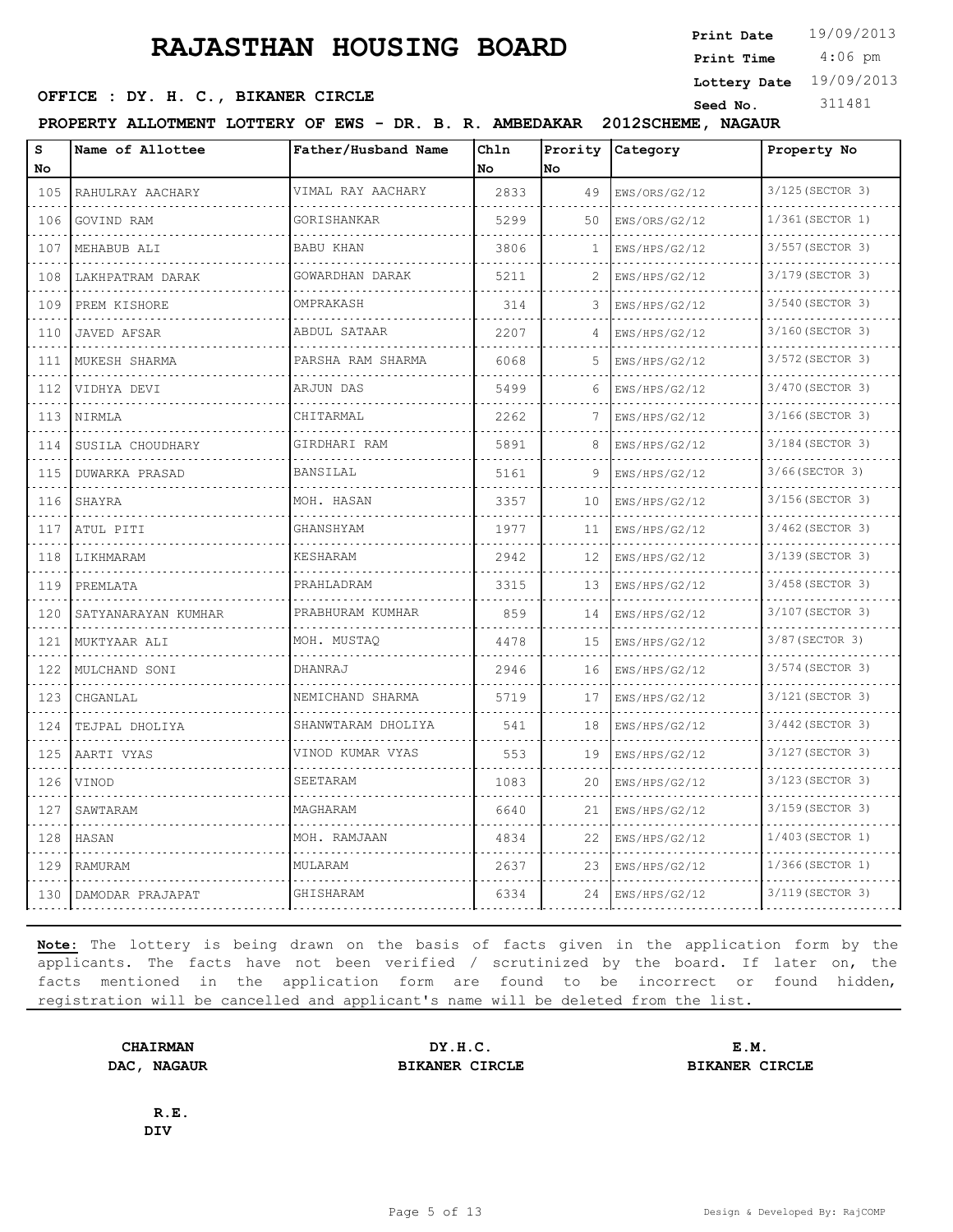# RAJASTHAN HOUSING BOARD

**Print Date** 19/09/2013
**Print Time** 4:06 pm
**Lottery Date** 19/09/2013
**Seed No.** 311481

**OFFICE : DY. H. C., BIKANER CIRCLE**

**PROPERTY ALLOTMENT LOTTERY OF EWS - DR. B. R. AMBEDAKAR 2012SCHEME, NAGAUR**

| S No | Name of Allottee | Father/Husband Name | Chln No | Prority No | Category | Property No |
|---|---|---|---|---|---|---|
| 105 | RAHULRAY AACHARY | VIMAL RAY AACHARY | 2833 | 49 | EWS/ORS/G2/12 | 3/125(SECTOR 3) |
| 106 | GOVIND RAM | GORISHANKAR | 5299 | 50 | EWS/ORS/G2/12 | 1/361(SECTOR 1) |
| 107 | MEHABUB ALI | BABU KHAN | 3806 | 1 | EWS/HPS/G2/12 | 3/557(SECTOR 3) |
| 108 | LAKHPATRAM DARAK | GOWARDHAN DARAK | 5211 | 2 | EWS/HPS/G2/12 | 3/179(SECTOR 3) |
| 109 | PREM KISHORE | OMPRAKASH | 314 | 3 | EWS/HPS/G2/12 | 3/540(SECTOR 3) |
| 110 | JAVED AFSAR | ABDUL SATAAR | 2207 | 4 | EWS/HPS/G2/12 | 3/160(SECTOR 3) |
| 111 | MUKESH SHARMA | PARSHA RAM SHARMA | 6068 | 5 | EWS/HPS/G2/12 | 3/572(SECTOR 3) |
| 112 | VIDHYA DEVI | ARJUN DAS | 5499 | 6 | EWS/HPS/G2/12 | 3/470(SECTOR 3) |
| 113 | NIRMLA | CHITARMAL | 2262 | 7 | EWS/HPS/G2/12 | 3/166(SECTOR 3) |
| 114 | SUSILA CHOUDHARY | GIRDHARI RAM | 5891 | 8 | EWS/HPS/G2/12 | 3/184(SECTOR 3) |
| 115 | DUWARKA PRASAD | BANSILAL | 5161 | 9 | EWS/HPS/G2/12 | 3/66(SECTOR 3) |
| 116 | SHAYRA | MOH. HASAN | 3357 | 10 | EWS/HPS/G2/12 | 3/156(SECTOR 3) |
| 117 | ATUL PITI | GHANSHYAM | 1977 | 11 | EWS/HPS/G2/12 | 3/462(SECTOR 3) |
| 118 | LIKHMARAM | KESHARAM | 2942 | 12 | EWS/HPS/G2/12 | 3/139(SECTOR 3) |
| 119 | PREMLATA | PRAHLADRAM | 3315 | 13 | EWS/HPS/G2/12 | 3/458(SECTOR 3) |
| 120 | SATYANARAYAN KUMHAR | PRABHURAM KUMHAR | 859 | 14 | EWS/HPS/G2/12 | 3/107(SECTOR 3) |
| 121 | MUKTYAAR ALI | MOH. MUSTAQ | 4478 | 15 | EWS/HPS/G2/12 | 3/87(SECTOR 3) |
| 122 | MULCHAND SONI | DHANRAJ | 2946 | 16 | EWS/HPS/G2/12 | 3/574(SECTOR 3) |
| 123 | CHGANLAL | NEMICHAND SHARMA | 5719 | 17 | EWS/HPS/G2/12 | 3/121(SECTOR 3) |
| 124 | TEJPAL DHOLIYA | SHANWTARAM DHOLIYA | 541 | 18 | EWS/HPS/G2/12 | 3/442(SECTOR 3) |
| 125 | AARTI VYAS | VINOD KUMAR VYAS | 553 | 19 | EWS/HPS/G2/12 | 3/127(SECTOR 3) |
| 126 | VINOD | SEETARAM | 1083 | 20 | EWS/HPS/G2/12 | 3/123(SECTOR 3) |
| 127 | SAWTARAM | MAGHARAM | 6640 | 21 | EWS/HPS/G2/12 | 3/159(SECTOR 3) |
| 128 | HASAN | MOH. RAMJAAN | 4834 | 22 | EWS/HPS/G2/12 | 1/403(SECTOR 1) |
| 129 | RAMURAM | MULARAM | 2637 | 23 | EWS/HPS/G2/12 | 1/366(SECTOR 1) |
| 130 | DAMODAR PRAJAPAT | GHISHARAM | 6334 | 24 | EWS/HPS/G2/12 | 3/119(SECTOR 3) |

**Note:** The lottery is being drawn on the basis of facts given in the application form by the applicants. The facts have not been verified / scrutinized by the board. If later on, the facts mentioned in the application form are found to be incorrect or found hidden, registration will be cancelled and applicant's name will be deleted from the list.

**CHAIRMAN**
**DAC, NAGAUR**

**DY.H.C.**
**BIKANER CIRCLE**

**E.M.**
**BIKANER CIRCLE**

**R.E.**
**DIV**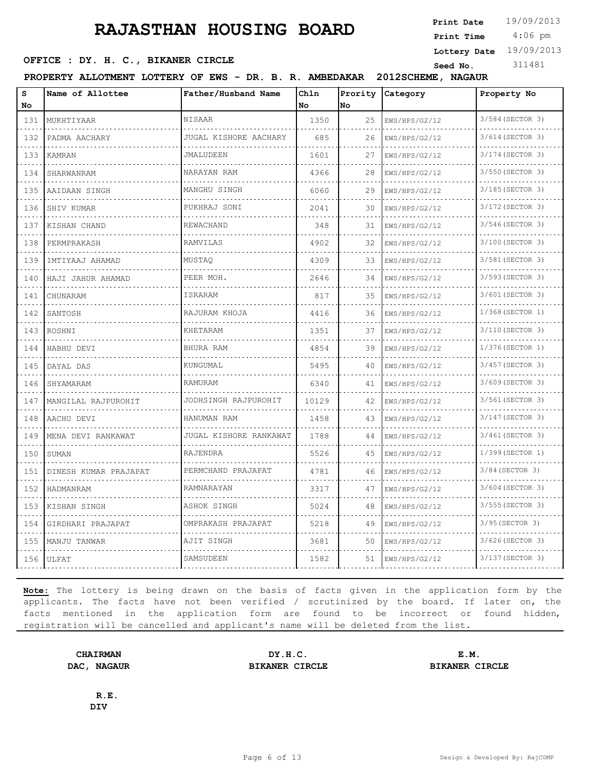# RAJASTHAN HOUSING BOARD

**Print Date** 19/09/2013
**Print Time** 4:06 pm
**Lottery Date** 19/09/2013
**Seed No.** 311481

**OFFICE : DY. H. C., BIKANER CIRCLE**

**PROPERTY ALLOTMENT LOTTERY OF EWS - DR. B. R. AMBEDAKAR 2012SCHEME, NAGAUR**

| S No | Name of Allottee | Father/Husband Name | Chln No | Prority No | Category | Property No |
|---|---|---|---|---|---|---|
| 131 | MUKHTIYAAR | NISAAR | 1350 | 25 | EWS/HPS/G2/12 | 3/584(SECTOR 3) |
| 132 | PADMA AACHARY | JUGAL KISHORE AACHARY | 685 | 26 | EWS/HPS/G2/12 | 3/614(SECTOR 3) |
| 133 | KAMRAN | JMALUDEEN | 1601 | 27 | EWS/HPS/G2/12 | 3/174(SECTOR 3) |
| 134 | SHARWANRAM | NARAYAN RAM | 4366 | 28 | EWS/HPS/G2/12 | 3/550(SECTOR 3) |
| 135 | AAIDAAN SINGH | MANGHU SINGH | 6060 | 29 | EWS/HPS/G2/12 | 3/185(SECTOR 3) |
| 136 | SHIV KUMAR | PUKHRAJ SONI | 2041 | 30 | EWS/HPS/G2/12 | 3/172(SECTOR 3) |
| 137 | KISHAN CHAND | REWACHAND | 348 | 31 | EWS/HPS/G2/12 | 3/546(SECTOR 3) |
| 138 | PERMPRAKASH | RAMVILAS | 4902 | 32 | EWS/HPS/G2/12 | 3/100(SECTOR 3) |
| 139 | IMTIYAAJ AHAMAD | MUSTAQ | 4309 | 33 | EWS/HPS/G2/12 | 3/581(SECTOR 3) |
| 140 | HAJI JAHUR AHAMAD | PEER MOH. | 2646 | 34 | EWS/HPS/G2/12 | 3/593(SECTOR 3) |
| 141 | CHUNARAM | ISRARAM | 817 | 35 | EWS/HPS/G2/12 | 3/601(SECTOR 3) |
| 142 | SANTOSH | RAJURAM KHOJA | 4416 | 36 | EWS/HPS/G2/12 | 1/368(SECTOR 1) |
| 143 | ROSHNI | KHETARAM | 1351 | 37 | EWS/HPS/G2/12 | 3/110(SECTOR 3) |
| 144 | HABHU DEVI | BHURA RAM | 4854 | 39 | EWS/HPS/G2/12 | 1/376(SECTOR 1) |
| 145 | DAYAL DAS | KUNGUMAL | 5495 | 40 | EWS/HPS/G2/12 | 3/457(SECTOR 3) |
| 146 | SHYAMARAM | RAMURAM | 6340 | 41 | EWS/HPS/G2/12 | 3/609(SECTOR 3) |
| 147 | MANGILAL RAJPUROHIT | JODHSINGH RAJPUROHIT | 10129 | 42 | EWS/HPS/G2/12 | 3/561(SECTOR 3) |
| 148 | AACHU DEVI | HANUMAN RAM | 1458 | 43 | EWS/HPS/G2/12 | 3/147(SECTOR 3) |
| 149 | MENA DEVI RANKAWAT | JUGAL KISHORE RANKAWAT | 1788 | 44 | EWS/HPS/G2/12 | 3/461(SECTOR 3) |
| 150 | SUMAN | RAJENDRA | 5526 | 45 | EWS/HPS/G2/12 | 1/399(SECTOR 1) |
| 151 | DINESH KUMAR PRAJAPAT | PERMCHAND PRAJAPAT | 4781 | 46 | EWS/HPS/G2/12 | 3/84(SECTOR 3) |
| 152 | HADMANRAM | RAMNARAYAN | 3317 | 47 | EWS/HPS/G2/12 | 3/604(SECTOR 3) |
| 153 | KISHAN SINGH | ASHOK SINGH | 5024 | 48 | EWS/HPS/G2/12 | 3/555(SECTOR 3) |
| 154 | GIRDHARI PRAJAPAT | OMPRAKASH PRAJAPAT | 5218 | 49 | EWS/HPS/G2/12 | 3/95(SECTOR 3) |
| 155 | MANJU TANWAR | AJIT SINGH | 3681 | 50 | EWS/HPS/G2/12 | 3/626(SECTOR 3) |
| 156 | ULFAT | SAMSUDEEN | 1582 | 51 | EWS/HPS/G2/12 | 3/137(SECTOR 3) |

**Note:** The lottery is being drawn on the basis of facts given in the application form by the applicants. The facts have not been verified / scrutinized by the board. If later on, the facts mentioned in the application form are found to be incorrect or found hidden, registration will be cancelled and applicant's name will be deleted from the list.

**CHAIRMAN**
**DAC, NAGAUR**

**DY.H.C.**
**BIKANER CIRCLE**

**E.M.**
**BIKANER CIRCLE**

**R.E.**
**DIV**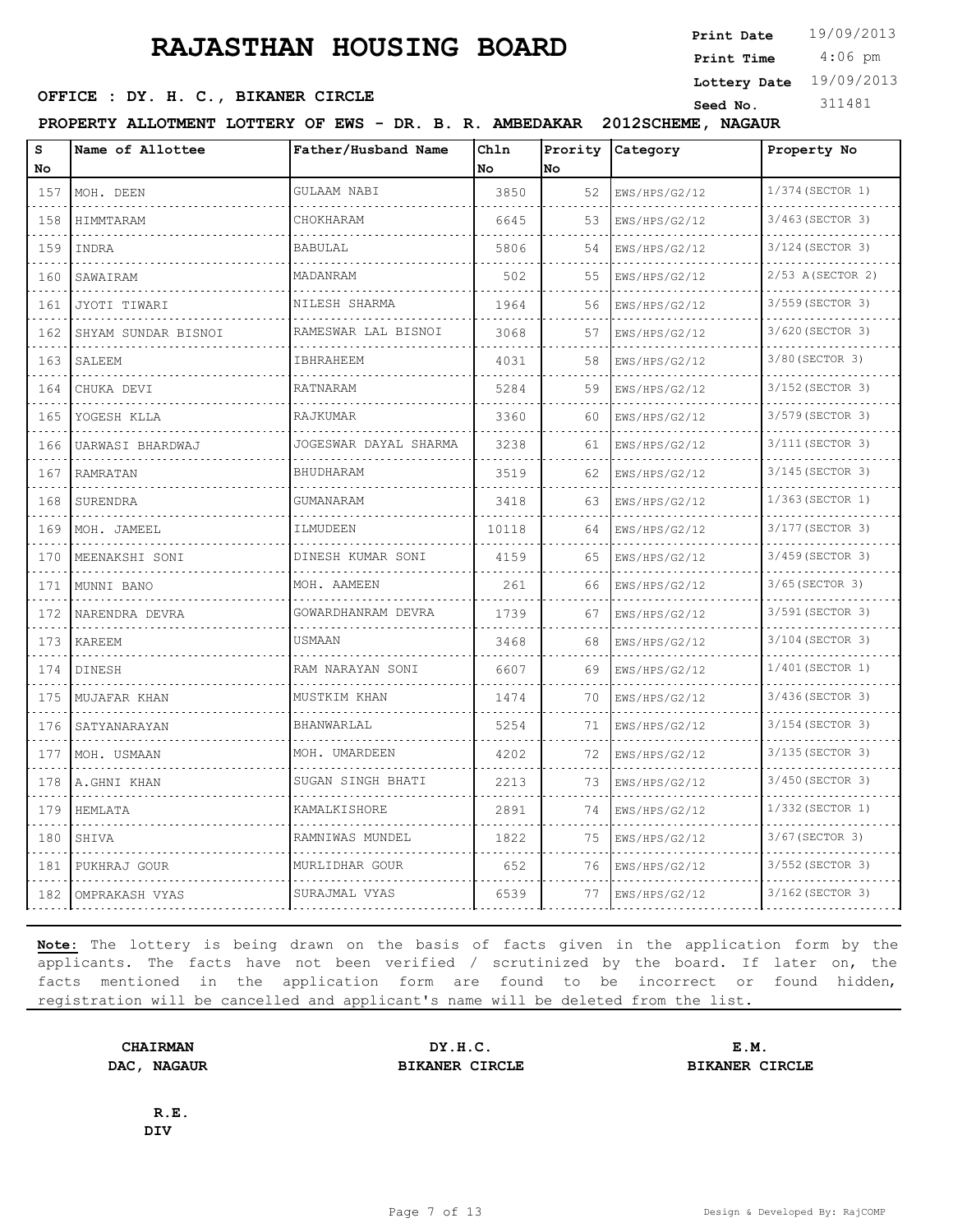# RAJASTHAN HOUSING BOARD

**Print Date** 19/09/2013
**Print Time** 4:06 pm
**Lottery Date** 19/09/2013
**Seed No.** 311481

**OFFICE : DY. H. C., BIKANER CIRCLE**

**PROPERTY ALLOTMENT LOTTERY OF EWS - DR. B. R. AMBEDAKAR 2012SCHEME, NAGAUR**

| S No | Name of Allottee | Father/Husband Name | Chln No | Prority No | Category | Property No |
|---|---|---|---|---|---|---|
| 157 | MOH. DEEN | GULAAM NABI | 3850 | 52 | EWS/HPS/G2/12 | 1/374(SECTOR 1) |
| 158 | HIMMTARAM | CHOKHARAM | 6645 | 53 | EWS/HPS/G2/12 | 3/463(SECTOR 3) |
| 159 | INDRA | BABULAL | 5806 | 54 | EWS/HPS/G2/12 | 3/124(SECTOR 3) |
| 160 | SAWAIRAM | MADANRAM | 502 | 55 | EWS/HPS/G2/12 | 2/53 A(SECTOR 2) |
| 161 | JYOTI TIWARI | NILESH SHARMA | 1964 | 56 | EWS/HPS/G2/12 | 3/559(SECTOR 3) |
| 162 | SHYAM SUNDAR BISNOI | RAMESWAR LAL BISNOI | 3068 | 57 | EWS/HPS/G2/12 | 3/620(SECTOR 3) |
| 163 | SALEEM | IBHRAHEEM | 4031 | 58 | EWS/HPS/G2/12 | 3/80(SECTOR 3) |
| 164 | CHUKA DEVI | RATNARAM | 5284 | 59 | EWS/HPS/G2/12 | 3/152(SECTOR 3) |
| 165 | YOGESH KLLA | RAJKUMAR | 3360 | 60 | EWS/HPS/G2/12 | 3/579(SECTOR 3) |
| 166 | UARWASI BHARDWAJ | JOGESWAR DAYAL SHARMA | 3238 | 61 | EWS/HPS/G2/12 | 3/111(SECTOR 3) |
| 167 | RAMRATAN | BHUDHARAM | 3519 | 62 | EWS/HPS/G2/12 | 3/145(SECTOR 3) |
| 168 | SURENDRA | GUMANARAM | 3418 | 63 | EWS/HPS/G2/12 | 1/363(SECTOR 1) |
| 169 | MOH. JAMEEL | ILMUDEEN | 10118 | 64 | EWS/HPS/G2/12 | 3/177(SECTOR 3) |
| 170 | MEENAKSHI SONI | DINESH KUMAR SONI | 4159 | 65 | EWS/HPS/G2/12 | 3/459(SECTOR 3) |
| 171 | MUNNI BANO | MOH. AAMEEN | 261 | 66 | EWS/HPS/G2/12 | 3/65(SECTOR 3) |
| 172 | NARENDRA DEVRA | GOWARDHANRAM DEVRA | 1739 | 67 | EWS/HPS/G2/12 | 3/591(SECTOR 3) |
| 173 | KAREEM | USMAAN | 3468 | 68 | EWS/HPS/G2/12 | 3/104(SECTOR 3) |
| 174 | DINESH | RAM NARAYAN SONI | 6607 | 69 | EWS/HPS/G2/12 | 1/401(SECTOR 1) |
| 175 | MUJAFAR KHAN | MUSTKIM KHAN | 1474 | 70 | EWS/HPS/G2/12 | 3/436(SECTOR 3) |
| 176 | SATYANARAYAN | BHANWARLAL | 5254 | 71 | EWS/HPS/G2/12 | 3/154(SECTOR 3) |
| 177 | MOH. USMAAN | MOH. UMARDEEN | 4202 | 72 | EWS/HPS/G2/12 | 3/135(SECTOR 3) |
| 178 | A.GHNI KHAN | SUGAN SINGH BHATI | 2213 | 73 | EWS/HPS/G2/12 | 3/450(SECTOR 3) |
| 179 | HEMLATA | KAMALKISHORE | 2891 | 74 | EWS/HPS/G2/12 | 1/332(SECTOR 1) |
| 180 | SHIVA | RAMNIWAS MUNDEL | 1822 | 75 | EWS/HPS/G2/12 | 3/67(SECTOR 3) |
| 181 | PUKHRAJ GOUR | MURLIDHAR GOUR | 652 | 76 | EWS/HPS/G2/12 | 3/552(SECTOR 3) |
| 182 | OMPRAKASH VYAS | SURAJMAL VYAS | 6539 | 77 | EWS/HPS/G2/12 | 3/162(SECTOR 3) |

**Note:** The lottery is being drawn on the basis of facts given in the application form by the applicants. The facts have not been verified / scrutinized by the board. If later on, the facts mentioned in the application form are found to be incorrect or found hidden, registration will be cancelled and applicant's name will be deleted from the list.

**CHAIRMAN**
**DAC, NAGAUR**

**DY.H.C.**
**BIKANER CIRCLE**

**E.M.**
**BIKANER CIRCLE**

**R.E.**
**DIV**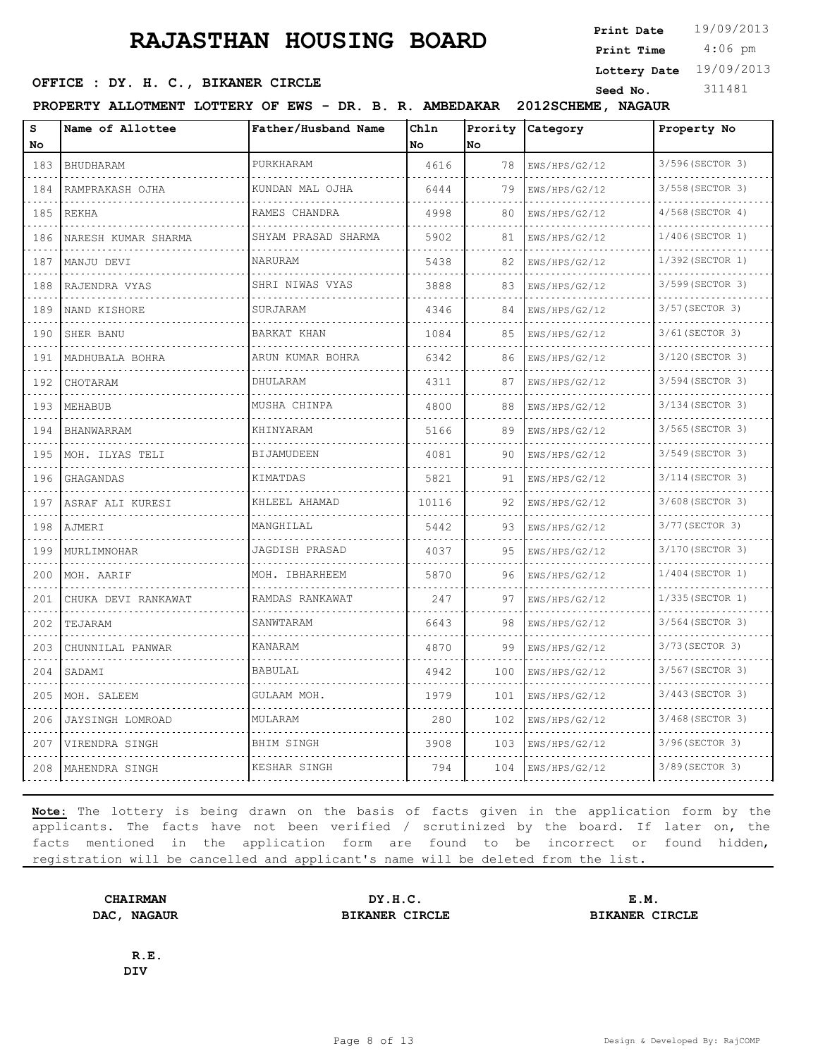# RAJASTHAN HOUSING BOARD

**Print Date** 19/09/2013
**Print Time** 4:06 pm
**Lottery Date** 19/09/2013
**Seed No.** 311481

**OFFICE : DY. H. C., BIKANER CIRCLE**

**PROPERTY ALLOTMENT LOTTERY OF EWS - DR. B. R. AMBEDAKAR 2012SCHEME, NAGAUR**

| S No | Name of Allottee | Father/Husband Name | Chln No | Prority No | Category | Property No |
|---|---|---|---|---|---|---|
| 183 | BHUDHARAM | PURKHARAM | 4616 | 78 | EWS/HPS/G2/12 | 3/596(SECTOR 3) |
| 184 | RAMPRAKASH OJHA | KUNDAN MAL OJHA | 6444 | 79 | EWS/HPS/G2/12 | 3/558(SECTOR 3) |
| 185 | REKHA | RAMES CHANDRA | 4998 | 80 | EWS/HPS/G2/12 | 4/568(SECTOR 4) |
| 186 | NARESH KUMAR SHARMA | SHYAM PRASAD SHARMA | 5902 | 81 | EWS/HPS/G2/12 | 1/406(SECTOR 1) |
| 187 | MANJU DEVI | NARURAM | 5438 | 82 | EWS/HPS/G2/12 | 1/392(SECTOR 1) |
| 188 | RAJENDRA VYAS | SHRI NIWAS VYAS | 3888 | 83 | EWS/HPS/G2/12 | 3/599(SECTOR 3) |
| 189 | NAND KISHORE | SURJARAM | 4346 | 84 | EWS/HPS/G2/12 | 3/57(SECTOR 3) |
| 190 | SHER BANU | BARKAT KHAN | 1084 | 85 | EWS/HPS/G2/12 | 3/61(SECTOR 3) |
| 191 | MADHUBALA BOHRA | ARUN KUMAR BOHRA | 6342 | 86 | EWS/HPS/G2/12 | 3/120(SECTOR 3) |
| 192 | CHOTARAM | DHULARAM | 4311 | 87 | EWS/HPS/G2/12 | 3/594(SECTOR 3) |
| 193 | MEHABUB | MUSHA CHINPA | 4800 | 88 | EWS/HPS/G2/12 | 3/134(SECTOR 3) |
| 194 | BHANWARRAM | KHINYARAM | 5166 | 89 | EWS/HPS/G2/12 | 3/565(SECTOR 3) |
| 195 | MOH. ILYAS TELI | BIJAMUDEEN | 4081 | 90 | EWS/HPS/G2/12 | 3/549(SECTOR 3) |
| 196 | GHAGANDAS | KIMATDAS | 5821 | 91 | EWS/HPS/G2/12 | 3/114(SECTOR 3) |
| 197 | ASRAF ALI KURESI | KHLEEL AHAMAD | 10116 | 92 | EWS/HPS/G2/12 | 3/608(SECTOR 3) |
| 198 | AJMERI | MANGHILAL | 5442 | 93 | EWS/HPS/G2/12 | 3/77(SECTOR 3) |
| 199 | MURLIMNOHAR | JAGDISH PRASAD | 4037 | 95 | EWS/HPS/G2/12 | 3/170(SECTOR 3) |
| 200 | MOH. AARIF | MOH. IBHARHEEM | 5870 | 96 | EWS/HPS/G2/12 | 1/404(SECTOR 1) |
| 201 | CHUKA DEVI RANKAWAT | RAMDAS RANKAWAT | 247 | 97 | EWS/HPS/G2/12 | 1/335(SECTOR 1) |
| 202 | TEJARAM | SANWTARAM | 6643 | 98 | EWS/HPS/G2/12 | 3/564(SECTOR 3) |
| 203 | CHUNNILAL PANWAR | KANARAM | 4870 | 99 | EWS/HPS/G2/12 | 3/73(SECTOR 3) |
| 204 | SADAMI | BABULAL | 4942 | 100 | EWS/HPS/G2/12 | 3/567(SECTOR 3) |
| 205 | MOH. SALEEM | GULAAM MOH. | 1979 | 101 | EWS/HPS/G2/12 | 3/443(SECTOR 3) |
| 206 | JAYSINGH LOMROAD | MULARAM | 280 | 102 | EWS/HPS/G2/12 | 3/468(SECTOR 3) |
| 207 | VIRENDRA SINGH | BHIM SINGH | 3908 | 103 | EWS/HPS/G2/12 | 3/96(SECTOR 3) |
| 208 | MAHENDRA SINGH | KESHAR SINGH | 794 | 104 | EWS/HPS/G2/12 | 3/89(SECTOR 3) |

**Note:** The lottery is being drawn on the basis of facts given in the application form by the applicants. The facts have not been verified / scrutinized by the board. If later on, the facts mentioned in the application form are found to be incorrect or found hidden, registration will be cancelled and applicant's name will be deleted from the list.

**CHAIRMAN**
**DAC, NAGAUR**

**DY.H.C.**
**BIKANER CIRCLE**

**E.M.**
**BIKANER CIRCLE**

**R.E.**
**DIV**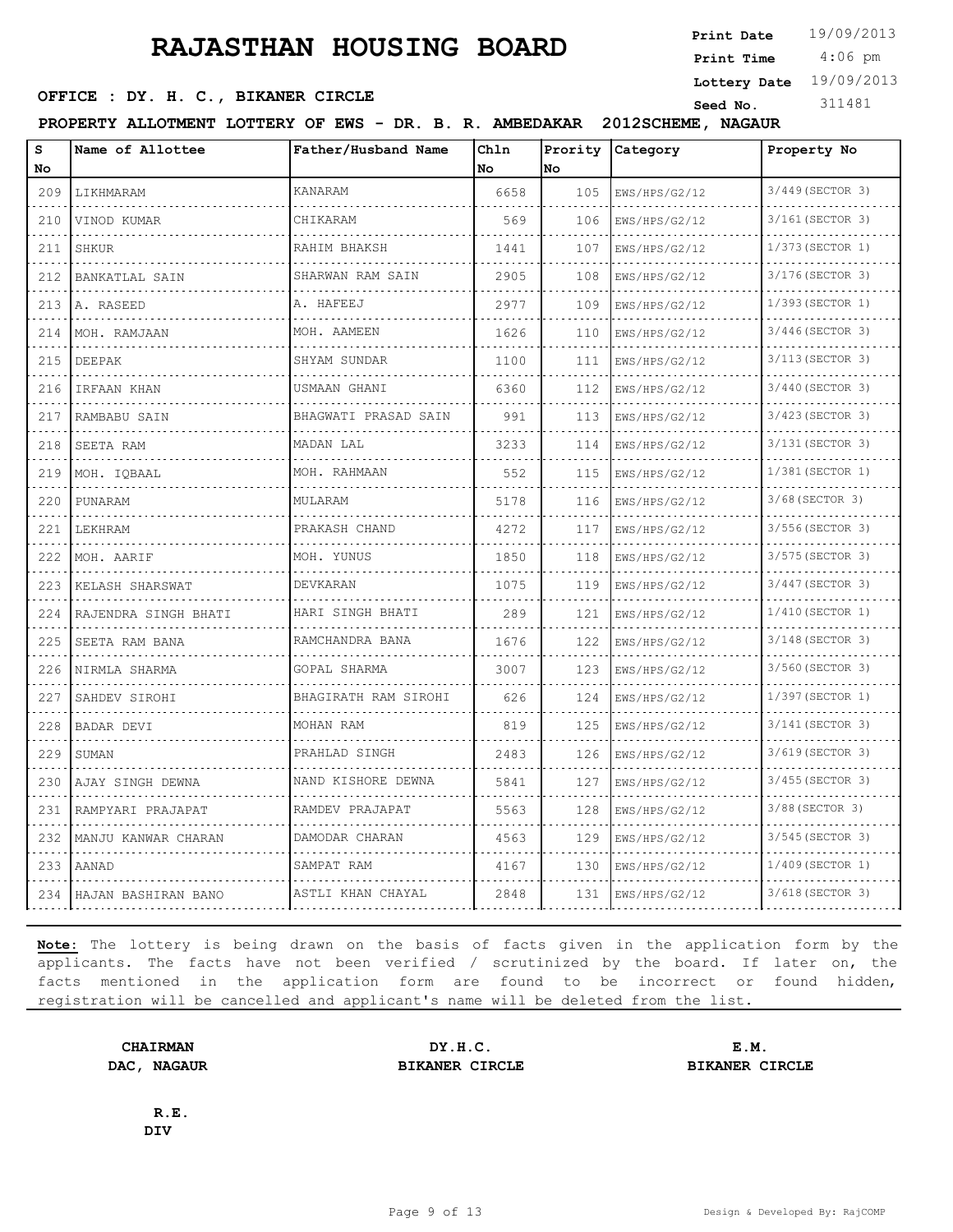# RAJASTHAN HOUSING BOARD

**Print Date** 19/09/2013
**Print Time** 4:06 pm
**Lottery Date** 19/09/2013
**Seed No.** 311481

**OFFICE : DY. H. C., BIKANER CIRCLE**

**PROPERTY ALLOTMENT LOTTERY OF EWS - DR. B. R. AMBEDAKAR 2012SCHEME, NAGAUR**

| S No | Name of Allottee | Father/Husband Name | Chln No | Prority No | Category | Property No |
|---|---|---|---|---|---|---|
| 209 | LIKHMARAM | KANARAM | 6658 | 105 | EWS/HPS/G2/12 | 3/449(SECTOR 3) |
| 210 | VINOD KUMAR | CHIKARAM | 569 | 106 | EWS/HPS/G2/12 | 3/161(SECTOR 3) |
| 211 | SHKUR | RAHIM BHAKSH | 1441 | 107 | EWS/HPS/G2/12 | 1/373(SECTOR 1) |
| 212 | BANKATLAL SAIN | SHARWAN RAM SAIN | 2905 | 108 | EWS/HPS/G2/12 | 3/176(SECTOR 3) |
| 213 | A. RASEED | A. HAFEEJ | 2977 | 109 | EWS/HPS/G2/12 | 1/393(SECTOR 1) |
| 214 | MOH. RAMJAAN | MOH. AAMEEN | 1626 | 110 | EWS/HPS/G2/12 | 3/446(SECTOR 3) |
| 215 | DEEPAK | SHYAM SUNDAR | 1100 | 111 | EWS/HPS/G2/12 | 3/113(SECTOR 3) |
| 216 | IRFAAN KHAN | USMAAN GHANI | 6360 | 112 | EWS/HPS/G2/12 | 3/440(SECTOR 3) |
| 217 | RAMBABU SAIN | BHAGWATI PRASAD SAIN | 991 | 113 | EWS/HPS/G2/12 | 3/423(SECTOR 3) |
| 218 | SEETA RAM | MADAN LAL | 3233 | 114 | EWS/HPS/G2/12 | 3/131(SECTOR 3) |
| 219 | MOH. IQBAAL | MOH. RAHMAAN | 552 | 115 | EWS/HPS/G2/12 | 1/381(SECTOR 1) |
| 220 | PUNARAM | MULARAM | 5178 | 116 | EWS/HPS/G2/12 | 3/68(SECTOR 3) |
| 221 | LEKHRAM | PRAKASH CHAND | 4272 | 117 | EWS/HPS/G2/12 | 3/556(SECTOR 3) |
| 222 | MOH. AARIF | MOH. YUNUS | 1850 | 118 | EWS/HPS/G2/12 | 3/575(SECTOR 3) |
| 223 | KELASH SHARSWAT | DEVKARAN | 1075 | 119 | EWS/HPS/G2/12 | 3/447(SECTOR 3) |
| 224 | RAJENDRA SINGH BHATI | HARI SINGH BHATI | 289 | 121 | EWS/HPS/G2/12 | 1/410(SECTOR 1) |
| 225 | SEETA RAM BANA | RAMCHANDRA BANA | 1676 | 122 | EWS/HPS/G2/12 | 3/148(SECTOR 3) |
| 226 | NIRMLA SHARMA | GOPAL SHARMA | 3007 | 123 | EWS/HPS/G2/12 | 3/560(SECTOR 3) |
| 227 | SAHDEV SIROHI | BHAGIRATH RAM SIROHI | 626 | 124 | EWS/HPS/G2/12 | 1/397(SECTOR 1) |
| 228 | BADAR DEVI | MOHAN RAM | 819 | 125 | EWS/HPS/G2/12 | 3/141(SECTOR 3) |
| 229 | SUMAN | PRAHLAD SINGH | 2483 | 126 | EWS/HPS/G2/12 | 3/619(SECTOR 3) |
| 230 | AJAY SINGH DEWNA | NAND KISHORE DEWNA | 5841 | 127 | EWS/HPS/G2/12 | 3/455(SECTOR 3) |
| 231 | RAMPYARI PRAJAPAT | RAMDEV PRAJAPAT | 5563 | 128 | EWS/HPS/G2/12 | 3/88(SECTOR 3) |
| 232 | MANJU KANWAR CHARAN | DAMODAR CHARAN | 4563 | 129 | EWS/HPS/G2/12 | 3/545(SECTOR 3) |
| 233 | AANAD | SAMPAT RAM | 4167 | 130 | EWS/HPS/G2/12 | 1/409(SECTOR 1) |
| 234 | HAJAN BASHIRAN BANO | ASTLI KHAN CHAYAL | 2848 | 131 | EWS/HPS/G2/12 | 3/618(SECTOR 3) |

**Note:** The lottery is being drawn on the basis of facts given in the application form by the applicants. The facts have not been verified / scrutinized by the board. If later on, the facts mentioned in the application form are found to be incorrect or found hidden, registration will be cancelled and applicant's name will be deleted from the list.

**CHAIRMAN**
**DAC, NAGAUR**

**DY.H.C.**
**BIKANER CIRCLE**

**E.M.**
**BIKANER CIRCLE**

**R.E.**
**DIV**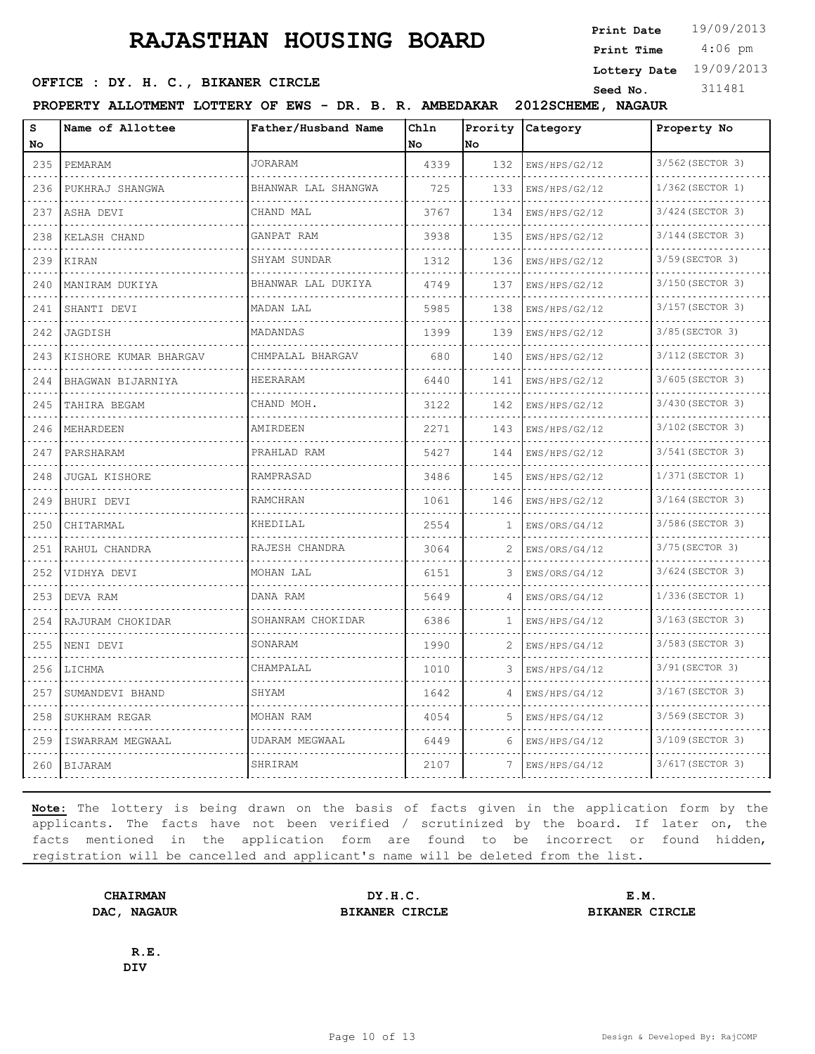# RAJASTHAN HOUSING BOARD

**Print Date** 19/09/2013
**Print Time** 4:06 pm
**Lottery Date** 19/09/2013
**Seed No.** 311481

**OFFICE : DY. H. C., BIKANER CIRCLE**

**PROPERTY ALLOTMENT LOTTERY OF EWS - DR. B. R. AMBEDAKAR 2012SCHEME, NAGAUR**

| S No | Name of Allottee | Father/Husband Name | Chln No | Prority No | Category | Property No |
|---|---|---|---|---|---|---|
| 235 | PEMARAM | JORARAM | 4339 | 132 | EWS/HPS/G2/12 | 3/562(SECTOR 3) |
| 236 | PUKHRAJ SHANGWA | BHANWAR LAL SHANGWA | 725 | 133 | EWS/HPS/G2/12 | 1/362(SECTOR 1) |
| 237 | ASHA DEVI | CHAND MAL | 3767 | 134 | EWS/HPS/G2/12 | 3/424(SECTOR 3) |
| 238 | KELASH CHAND | GANPAT RAM | 3938 | 135 | EWS/HPS/G2/12 | 3/144(SECTOR 3) |
| 239 | KIRAN | SHYAM SUNDAR | 1312 | 136 | EWS/HPS/G2/12 | 3/59(SECTOR 3) |
| 240 | MANIRAM DUKIYA | BHANWAR LAL DUKIYA | 4749 | 137 | EWS/HPS/G2/12 | 3/150(SECTOR 3) |
| 241 | SHANTI DEVI | MADAN LAL | 5985 | 138 | EWS/HPS/G2/12 | 3/157(SECTOR 3) |
| 242 | JAGDISH | MADANDAS | 1399 | 139 | EWS/HPS/G2/12 | 3/85(SECTOR 3) |
| 243 | KISHORE KUMAR BHARGAV | CHMPALAL BHARGAV | 680 | 140 | EWS/HPS/G2/12 | 3/112(SECTOR 3) |
| 244 | BHAGWAN BIJARNIYA | HEERARAM | 6440 | 141 | EWS/HPS/G2/12 | 3/605(SECTOR 3) |
| 245 | TAHIRA BEGAM | CHAND MOH. | 3122 | 142 | EWS/HPS/G2/12 | 3/430(SECTOR 3) |
| 246 | MEHARDEEN | AMIRDEEN | 2271 | 143 | EWS/HPS/G2/12 | 3/102(SECTOR 3) |
| 247 | PARSHARAM | PRAHLAD RAM | 5427 | 144 | EWS/HPS/G2/12 | 3/541(SECTOR 3) |
| 248 | JUGAL KISHORE | RAMPRASAD | 3486 | 145 | EWS/HPS/G2/12 | 1/371(SECTOR 1) |
| 249 | BHURI DEVI | RAMCHRAN | 1061 | 146 | EWS/HPS/G2/12 | 3/164(SECTOR 3) |
| 250 | CHITARMAL | KHEDILAL | 2554 | 1 | EWS/ORS/G4/12 | 3/586(SECTOR 3) |
| 251 | RAHUL CHANDRA | RAJESH CHANDRA | 3064 | 2 | EWS/ORS/G4/12 | 3/75(SECTOR 3) |
| 252 | VIDHYA DEVI | MOHAN LAL | 6151 | 3 | EWS/ORS/G4/12 | 3/624(SECTOR 3) |
| 253 | DEVA RAM | DANA RAM | 5649 | 4 | EWS/ORS/G4/12 | 1/336(SECTOR 1) |
| 254 | RAJURAM CHOKIDAR | SOHANRAM CHOKIDAR | 6386 | 1 | EWS/HPS/G4/12 | 3/163(SECTOR 3) |
| 255 | NENI DEVI | SONARAM | 1990 | 2 | EWS/HPS/G4/12 | 3/583(SECTOR 3) |
| 256 | LICHMA | CHAMPALAL | 1010 | 3 | EWS/HPS/G4/12 | 3/91(SECTOR 3) |
| 257 | SUMANDEVI BHAND | SHYAM | 1642 | 4 | EWS/HPS/G4/12 | 3/167(SECTOR 3) |
| 258 | SUKHRAM REGAR | MOHAN RAM | 4054 | 5 | EWS/HPS/G4/12 | 3/569(SECTOR 3) |
| 259 | ISWARRAM MEGWAAL | UDARAM MEGWAAL | 6449 | 6 | EWS/HPS/G4/12 | 3/109(SECTOR 3) |
| 260 | BIJARAM | SHRIRAM | 2107 | 7 | EWS/HPS/G4/12 | 3/617(SECTOR 3) |

**Note:** The lottery is being drawn on the basis of facts given in the application form by the applicants. The facts have not been verified / scrutinized by the board. If later on, the facts mentioned in the application form are found to be incorrect or found hidden, registration will be cancelled and applicant's name will be deleted from the list.

**CHAIRMAN**
**DAC, NAGAUR**

**DY.H.C.**
**BIKANER CIRCLE**

**E.M.**
**BIKANER CIRCLE**

**R.E.**
**DIV**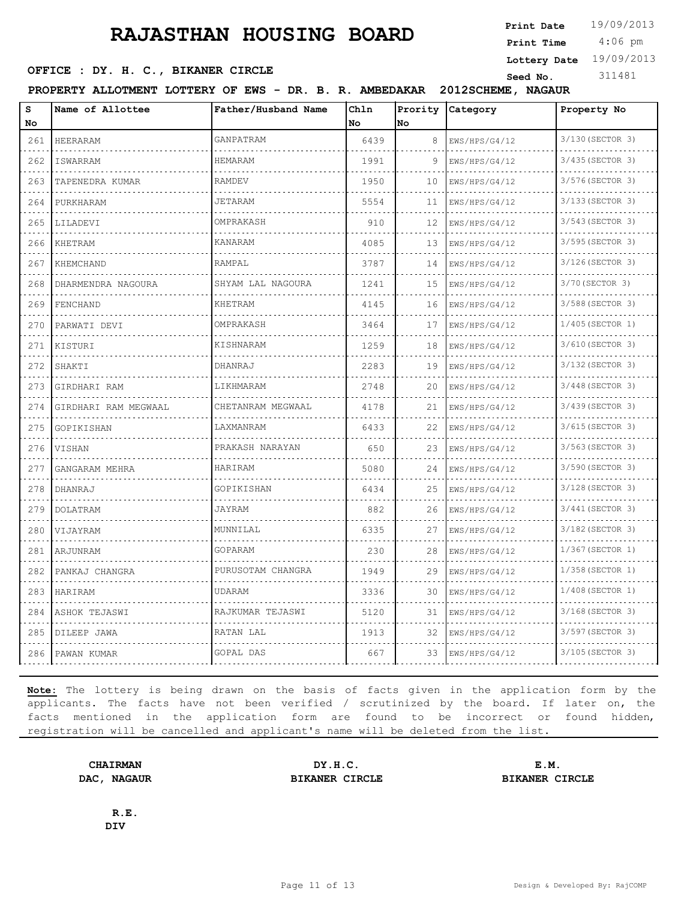# RAJASTHAN HOUSING BOARD

**Print Date** 19/09/2013
**Print Time** 4:06 pm
**Lottery Date** 19/09/2013
**Seed No.** 311481

**OFFICE : DY. H. C., BIKANER CIRCLE**

**PROPERTY ALLOTMENT LOTTERY OF EWS - DR. B. R. AMBEDAKAR 2012SCHEME, NAGAUR**

| S No | Name of Allottee | Father/Husband Name | Chln No | Prority No | Category | Property No |
|---|---|---|---|---|---|---|
| 261 | HEERARAM | GANPATRAM | 6439 | 8 | EWS/HPS/G4/12 | 3/130(SECTOR 3) |
| 262 | ISWARRAM | HEMARAM | 1991 | 9 | EWS/HPS/G4/12 | 3/435(SECTOR 3) |
| 263 | TAPENEDRA KUMAR | RAMDEV | 1950 | 10 | EWS/HPS/G4/12 | 3/576(SECTOR 3) |
| 264 | PURKHARAM | JETARAM | 5554 | 11 | EWS/HPS/G4/12 | 3/133(SECTOR 3) |
| 265 | LILADEVI | OMPRAKASH | 910 | 12 | EWS/HPS/G4/12 | 3/543(SECTOR 3) |
| 266 | KHETRAM | KANARAM | 4085 | 13 | EWS/HPS/G4/12 | 3/595(SECTOR 3) |
| 267 | KHEMCHAND | RAMPAL | 3787 | 14 | EWS/HPS/G4/12 | 3/126(SECTOR 3) |
| 268 | DHARMENDRA NAGOURA | SHYAM LAL NAGOURA | 1241 | 15 | EWS/HPS/G4/12 | 3/70(SECTOR 3) |
| 269 | FENCHAND | KHETRAM | 4145 | 16 | EWS/HPS/G4/12 | 3/588(SECTOR 3) |
| 270 | PARWATI DEVI | OMPRAKASH | 3464 | 17 | EWS/HPS/G4/12 | 1/405(SECTOR 1) |
| 271 | KISTURI | KISHNARAM | 1259 | 18 | EWS/HPS/G4/12 | 3/610(SECTOR 3) |
| 272 | SHAKTI | DHANRAJ | 2283 | 19 | EWS/HPS/G4/12 | 3/132(SECTOR 3) |
| 273 | GIRDHARI RAM | LIKHMARAM | 2748 | 20 | EWS/HPS/G4/12 | 3/448(SECTOR 3) |
| 274 | GIRDHARI RAM MEGWAAL | CHETANRAM MEGWAAL | 4178 | 21 | EWS/HPS/G4/12 | 3/439(SECTOR 3) |
| 275 | GOPIKISHAN | LAXMANRAM | 6433 | 22 | EWS/HPS/G4/12 | 3/615(SECTOR 3) |
| 276 | VISHAN | PRAKASH NARAYAN | 650 | 23 | EWS/HPS/G4/12 | 3/563(SECTOR 3) |
| 277 | GANGARAM MEHRA | HARIRAM | 5080 | 24 | EWS/HPS/G4/12 | 3/590(SECTOR 3) |
| 278 | DHANRAJ | GOPIKISHAN | 6434 | 25 | EWS/HPS/G4/12 | 3/128(SECTOR 3) |
| 279 | DOLATRAM | JAYRAM | 882 | 26 | EWS/HPS/G4/12 | 3/441(SECTOR 3) |
| 280 | VIJAYRAM | MUNNILAL | 6335 | 27 | EWS/HPS/G4/12 | 3/182(SECTOR 3) |
| 281 | ARJUNRAM | GOPARAM | 230 | 28 | EWS/HPS/G4/12 | 1/367(SECTOR 1) |
| 282 | PANKAJ CHANGRA | PURUSOTAM CHANGRA | 1949 | 29 | EWS/HPS/G4/12 | 1/358(SECTOR 1) |
| 283 | HARIRAM | UDARAM | 3336 | 30 | EWS/HPS/G4/12 | 1/408(SECTOR 1) |
| 284 | ASHOK TEJASWI | RAJKUMAR TEJASWI | 5120 | 31 | EWS/HPS/G4/12 | 3/168(SECTOR 3) |
| 285 | DILEEP JAWA | RATAN LAL | 1913 | 32 | EWS/HPS/G4/12 | 3/597(SECTOR 3) |
| 286 | PAWAN KUMAR | GOPAL DAS | 667 | 33 | EWS/HPS/G4/12 | 3/105(SECTOR 3) |

**Note:** The lottery is being drawn on the basis of facts given in the application form by the applicants. The facts have not been verified / scrutinized by the board. If later on, the facts mentioned in the application form are found to be incorrect or found hidden, registration will be cancelled and applicant's name will be deleted from the list.

**CHAIRMAN**
**DAC, NAGAUR**

**DY.H.C.**
**BIKANER CIRCLE**

**E.M.**
**BIKANER CIRCLE**

**R.E.**
**DIV**

Design & Developed By: RajCOMP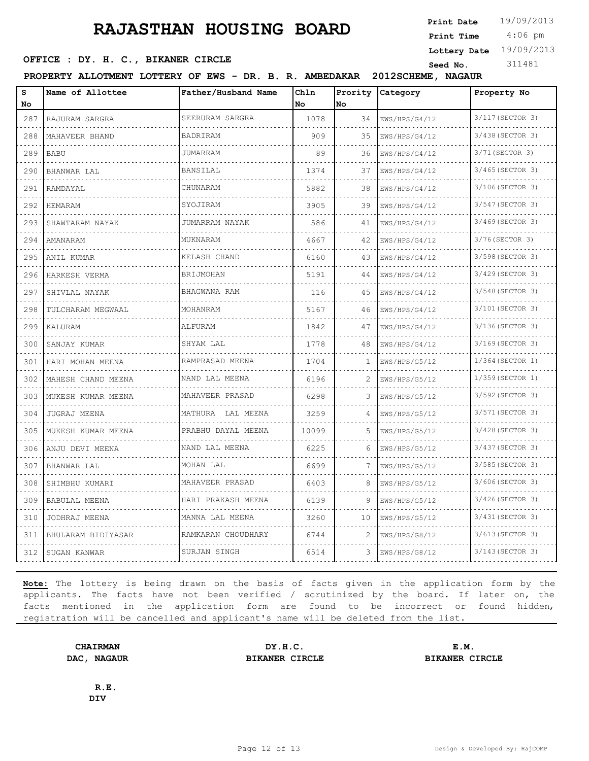# RAJASTHAN HOUSING BOARD

**Print Date** 19/09/2013
**Print Time** 4:06 pm
**Lottery Date** 19/09/2013
**Seed No.** 311481

**OFFICE : DY. H. C., BIKANER CIRCLE**

**PROPERTY ALLOTMENT LOTTERY OF EWS - DR. B. R. AMBEDAKAR 2012SCHEME, NAGAUR**

| S No | Name of Allottee | Father/Husband Name | Chln No | Prority No | Category | Property No |
|---|---|---|---|---|---|---|
| 287 | RAJURAM SARGRA | SEERURAM SARGRA | 1078 | 34 | EWS/HPS/G4/12 | 3/117(SECTOR 3) |
| 288 | MAHAVEER BHAND | BADRIRAM | 909 | 35 | EWS/HPS/G4/12 | 3/438(SECTOR 3) |
| 289 | BABU | JUMARRAM | 89 | 36 | EWS/HPS/G4/12 | 3/71(SECTOR 3) |
| 290 | BHANWAR LAL | BANSILAL | 1374 | 37 | EWS/HPS/G4/12 | 3/465(SECTOR 3) |
| 291 | RAMDAYAL | CHUNARAM | 5882 | 38 | EWS/HPS/G4/12 | 3/106(SECTOR 3) |
| 292 | HEMARAM | SYOJIRAM | 3905 | 39 | EWS/HPS/G4/12 | 3/547(SECTOR 3) |
| 293 | SHAWTARAM NAYAK | JUMARRAM NAYAK | 586 | 41 | EWS/HPS/G4/12 | 3/469(SECTOR 3) |
| 294 | AMANARAM | MUKNARAM | 4667 | 42 | EWS/HPS/G4/12 | 3/76(SECTOR 3) |
| 295 | ANIL KUMAR | KELASH CHAND | 6160 | 43 | EWS/HPS/G4/12 | 3/598(SECTOR 3) |
| 296 | HARKESH VERMA | BRIJMOHAN | 5191 | 44 | EWS/HPS/G4/12 | 3/429(SECTOR 3) |
| 297 | SHIVLAL NAYAK | BHAGWANA RAM | 116 | 45 | EWS/HPS/G4/12 | 3/548(SECTOR 3) |
| 298 | TULCHARAM MEGWAAL | MOHANRAM | 5167 | 46 | EWS/HPS/G4/12 | 3/101(SECTOR 3) |
| 299 | KALURAM | ALFURAM | 1842 | 47 | EWS/HPS/G4/12 | 3/136(SECTOR 3) |
| 300 | SANJAY KUMAR | SHYAM LAL | 1778 | 48 | EWS/HPS/G4/12 | 3/169(SECTOR 3) |
| 301 | HARI MOHAN MEENA | RAMPRASAD MEENA | 1704 | 1 | EWS/HPS/G5/12 | 1/364(SECTOR 1) |
| 302 | MAHESH CHAND MEENA | NAND LAL MEENA | 6196 | 2 | EWS/HPS/G5/12 | 1/359(SECTOR 1) |
| 303 | MUKESH KUMAR MEENA | MAHAVEER PRASAD | 6298 | 3 | EWS/HPS/G5/12 | 3/592(SECTOR 3) |
| 304 | JUGRAJ MEENA | MATHURA LAL MEENA | 3259 | 4 | EWS/HPS/G5/12 | 3/571(SECTOR 3) |
| 305 | MUKESH KUMAR MEENA | PRABHU DAYAL MEENA | 10099 | 5 | EWS/HPS/G5/12 | 3/428(SECTOR 3) |
| 306 | ANJU DEVI MEENA | NAND LAL MEENA | 6225 | 6 | EWS/HPS/G5/12 | 3/437(SECTOR 3) |
| 307 | BHANWAR LAL | MOHAN LAL | 6699 | 7 | EWS/HPS/G5/12 | 3/585(SECTOR 3) |
| 308 | SHIMBHU KUMARI | MAHAVEER PRASAD | 6403 | 8 | EWS/HPS/G5/12 | 3/606(SECTOR 3) |
| 309 | BABULAL MEENA | HARI PRAKASH MEENA | 6139 | 9 | EWS/HPS/G5/12 | 3/426(SECTOR 3) |
| 310 | JODHRAJ MEENA | MANNA LAL MEENA | 3260 | 10 | EWS/HPS/G5/12 | 3/431(SECTOR 3) |
| 311 | BHULARAM BIDIYASAR | RAMKARAN CHOUDHARY | 6744 | 2 | EWS/HPS/G8/12 | 3/613(SECTOR 3) |
| 312 | SUGAN KANWAR | SURJAN SINGH | 6514 | 3 | EWS/HPS/G8/12 | 3/143(SECTOR 3) |

**Note:** The lottery is being drawn on the basis of facts given in the application form by the applicants. The facts have not been verified / scrutinized by the board. If later on, the facts mentioned in the application form are found to be incorrect or found hidden, registration will be cancelled and applicant's name will be deleted from the list.

**CHAIRMAN**
**DAC, NAGAUR**

**DY.H.C.**
**BIKANER CIRCLE**

**E.M.**
**BIKANER CIRCLE**

**R.E.**
**DIV**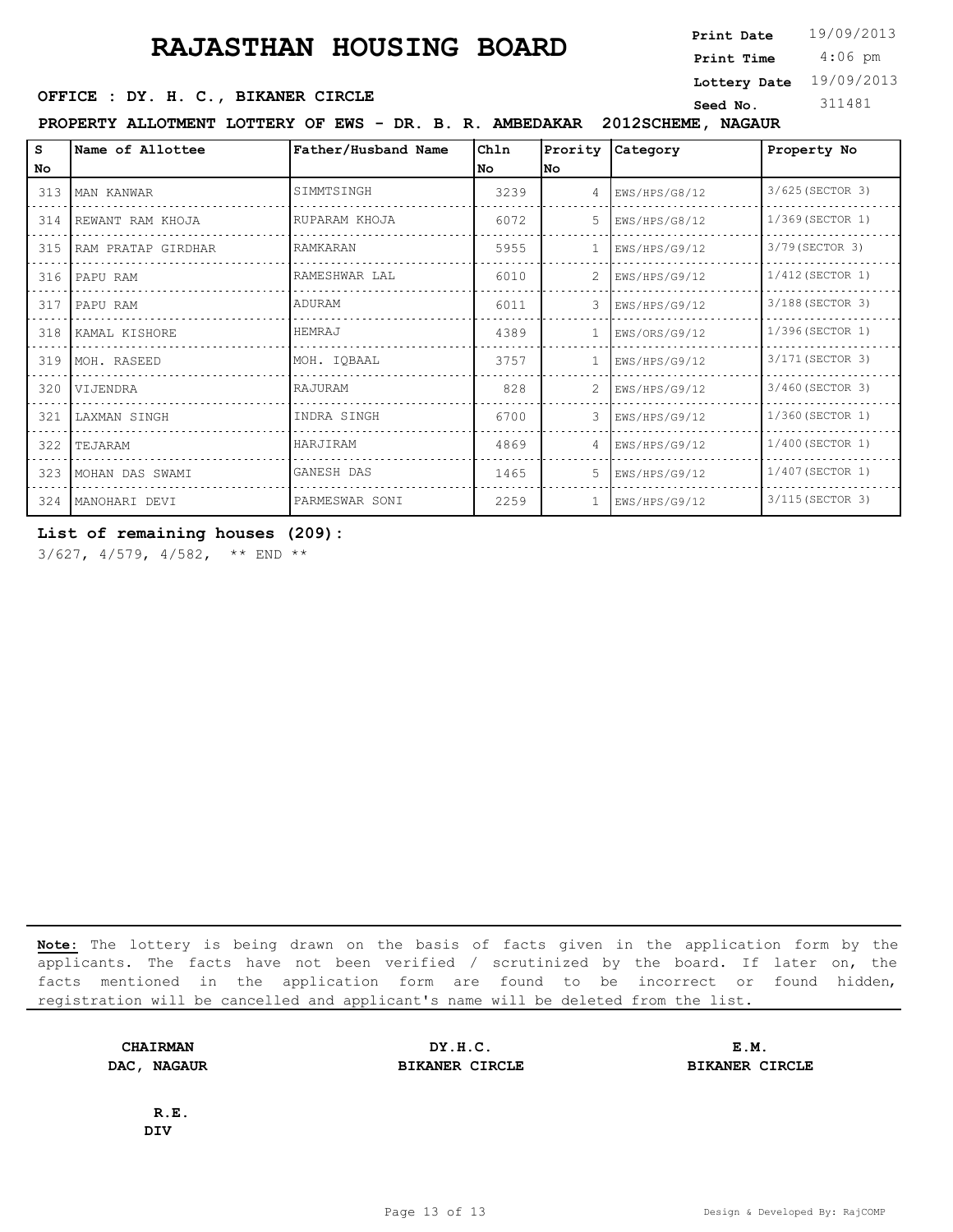# RAJASTHAN HOUSING BOARD

**Print Date** 19/09/2013
**Print Time** 4:06 pm
**Lottery Date** 19/09/2013
**Seed No.** 311481

**OFFICE : DY. H. C., BIKANER CIRCLE**

**PROPERTY ALLOTMENT LOTTERY OF EWS - DR. B. R. AMBEDAKAR 2012SCHEME, NAGAUR**

| S No | Name of Allottee | Father/Husband Name | Chln No | Prority No | Category | Property No |
|---|---|---|---|---|---|---|
| 313 | MAN KANWAR | SIMMTSINGH | 3239 | 4 | EWS/HPS/G8/12 | 3/625(SECTOR 3) |
| 314 | REWANT RAM KHOJA | RUPARAM KHOJA | 6072 | 5 | EWS/HPS/G8/12 | 1/369(SECTOR 1) |
| 315 | RAM PRATAP GIRDHAR | RAMKARAN | 5955 | 1 | EWS/HPS/G9/12 | 3/79(SECTOR 3) |
| 316 | PAPU RAM | RAMESHWAR LAL | 6010 | 2 | EWS/HPS/G9/12 | 1/412(SECTOR 1) |
| 317 | PAPU RAM | ADURAM | 6011 | 3 | EWS/HPS/G9/12 | 3/188(SECTOR 3) |
| 318 | KAMAL KISHORE | HEMRAJ | 4389 | 1 | EWS/ORS/G9/12 | 1/396(SECTOR 1) |
| 319 | MOH. RASEED | MOH. IQBAAL | 3757 | 1 | EWS/HPS/G9/12 | 3/171(SECTOR 3) |
| 320 | VIJENDRA | RAJURAM | 828 | 2 | EWS/HPS/G9/12 | 3/460(SECTOR 3) |
| 321 | LAXMAN SINGH | INDRA SINGH | 6700 | 3 | EWS/HPS/G9/12 | 1/360(SECTOR 1) |
| 322 | TEJARAM | HARJIRAM | 4869 | 4 | EWS/HPS/G9/12 | 1/400(SECTOR 1) |
| 323 | MOHAN DAS SWAMI | GANESH DAS | 1465 | 5 | EWS/HPS/G9/12 | 1/407(SECTOR 1) |
| 324 | MANOHARI DEVI | PARMESWAR SONI | 2259 | 1 | EWS/HPS/G9/12 | 3/115(SECTOR 3) |

**List of remaining houses (209):**

3/627, 4/579, 4/582, ** END **

**Note:** The lottery is being drawn on the basis of facts given in the application form by the applicants. The facts have not been verified / scrutinized by the board. If later on, the facts mentioned in the application form are found to be incorrect or found hidden, registration will be cancelled and applicant's name will be deleted from the list.

**CHAIRMAN**
**DAC, NAGAUR**

**DY.H.C.**
**BIKANER CIRCLE**

**E.M.**
**BIKANER CIRCLE**

**R.E.**
**DIV**